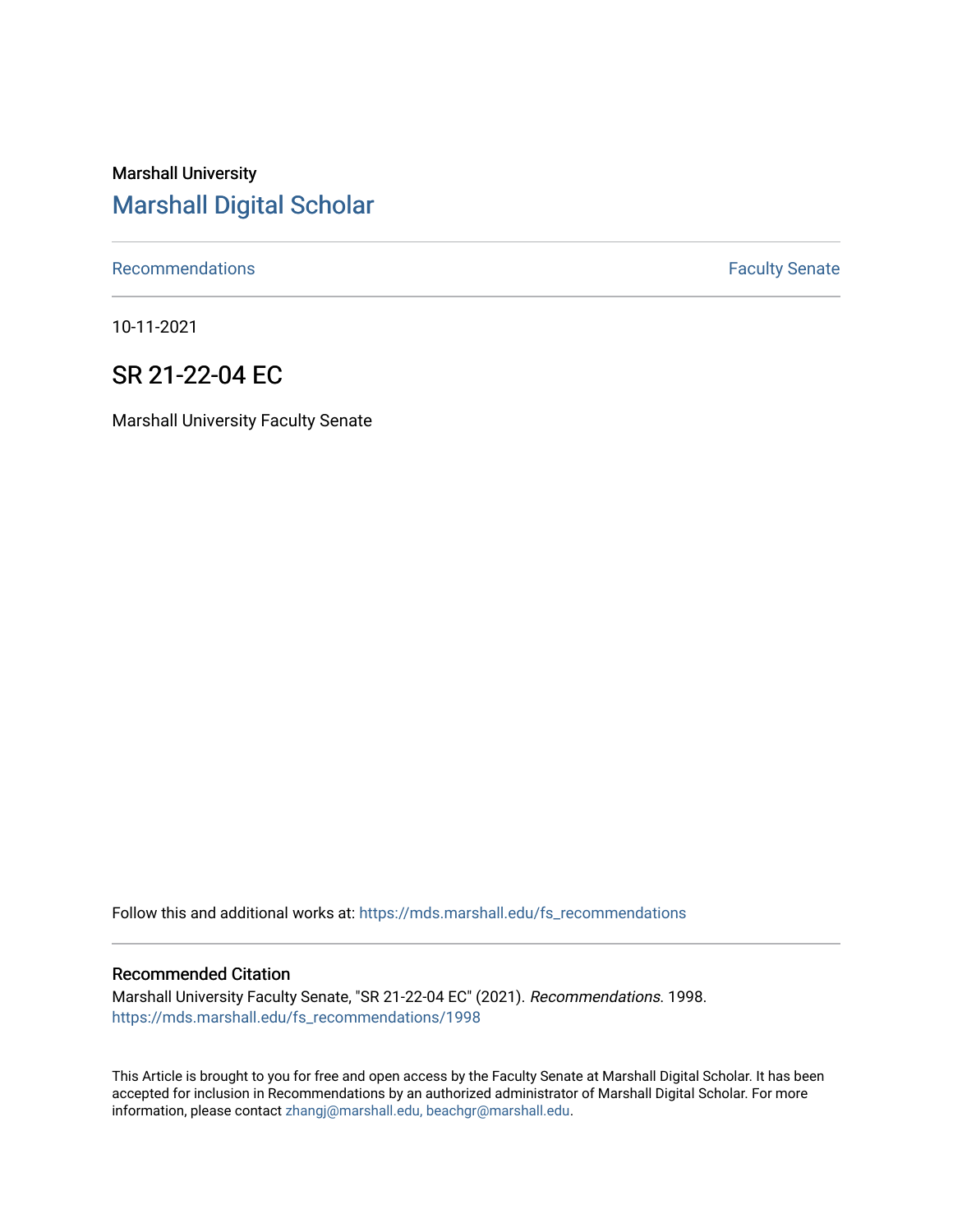Marshall University

## Marshall Digital Scholar

Recommendations | Faculty Senate

10-11-2021

# SR 21-22-04 EC

Marshall University Faculty Senate

Follow this and additional works at: https://mds.marshall.edu/fs_recommendations

### Recommended Citation

Marshall University Faculty Senate, "SR 21-22-04 EC" (2021). *Recommendations*. 1998.
https://mds.marshall.edu/fs_recommendations/1998

This Article is brought to you for free and open access by the Faculty Senate at Marshall Digital Scholar. It has been accepted for inclusion in Recommendations by an authorized administrator of Marshall Digital Scholar. For more information, please contact zhangj@marshall.edu, beachgr@marshall.edu.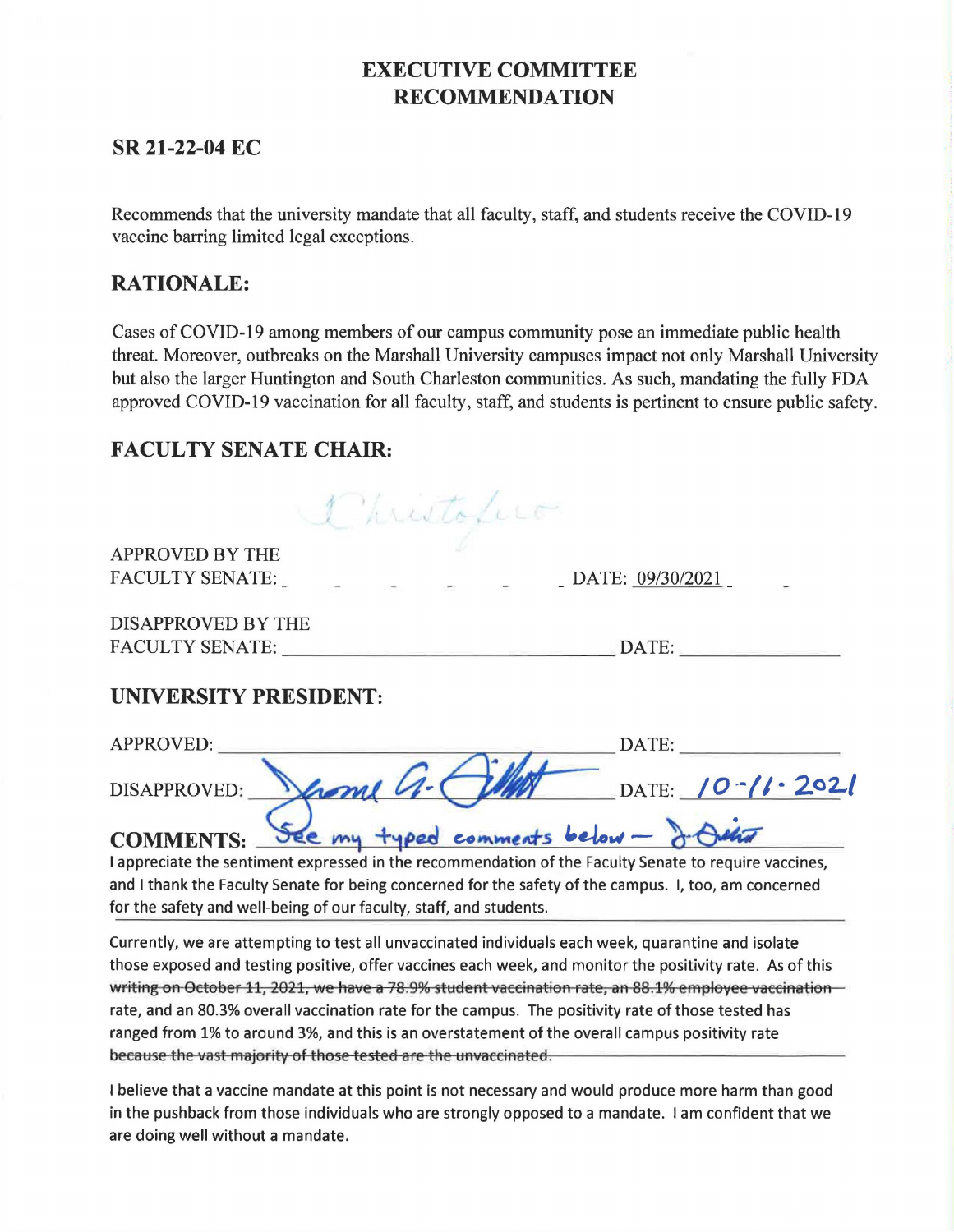# EXECUTIVE COMMITTEE RECOMMENDATION

## SR 21-22-04 EC

Recommends that the university mandate that all faculty, staff, and students receive the COVID-19 vaccine barring limited legal exceptions.

## RATIONALE:

Cases of COVID-19 among members of our campus community pose an immediate public health threat. Moreover, outbreaks on the Marshall University campuses impact not only Marshall University but also the larger Huntington and South Charleston communities. As such, mandating the fully FDA approved COVID-19 vaccination for all faculty, staff, and students is pertinent to ensure public safety.

## FACULTY SENATE CHAIR:

Christofero

APPROVED BY THE FACULTY SENATE: \_\_\_\_\_\_\_\_\_\_ DATE: 09/30/2021

DISAPPROVED BY THE FACULTY SENATE: \_\_\_\_\_\_\_\_\_\_ DATE: \_\_\_\_\_\_\_\_\_\_

## UNIVERSITY PRESIDENT:

APPROVED: \_\_\_\_\_\_\_\_\_\_ DATE: \_\_\_\_\_\_\_\_\_\_

DISAPPROVED: Jerome A. Gilbert DATE: 10-11-2021

**COMMENTS:** See my typed comments below – J. Gilbert

I appreciate the sentiment expressed in the recommendation of the Faculty Senate to require vaccines, and I thank the Faculty Senate for being concerned for the safety of the campus. I, too, am concerned for the safety and well-being of our faculty, staff, and students.

Currently, we are attempting to test all unvaccinated individuals each week, quarantine and isolate those exposed and testing positive, offer vaccines each week, and monitor the positivity rate. As of this writing on October 11, 2021, we have a 78.9% student vaccination rate, an 88.1% employee vaccination rate, and an 80.3% overall vaccination rate for the campus. The positivity rate of those tested has ranged from 1% to around 3%, and this is an overstatement of the overall campus positivity rate because the vast majority of those tested are the unvaccinated.

I believe that a vaccine mandate at this point is not necessary and would produce more harm than good in the pushback from those individuals who are strongly opposed to a mandate. I am confident that we are doing well without a mandate.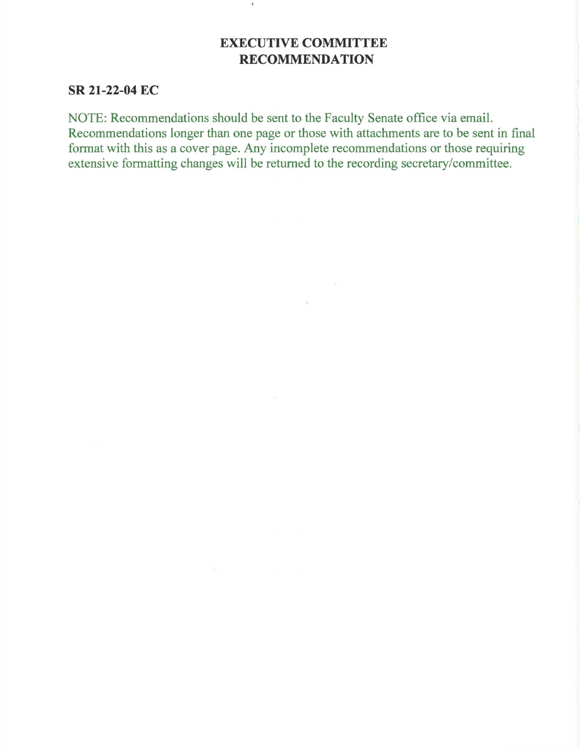# EXECUTIVE COMMITTEE RECOMMENDATION

**SR 21-22-04 EC**

NOTE: Recommendations should be sent to the Faculty Senate office via email. Recommendations longer than one page or those with attachments are to be sent in final format with this as a cover page. Any incomplete recommendations or those requiring extensive formatting changes will be returned to the recording secretary/committee.